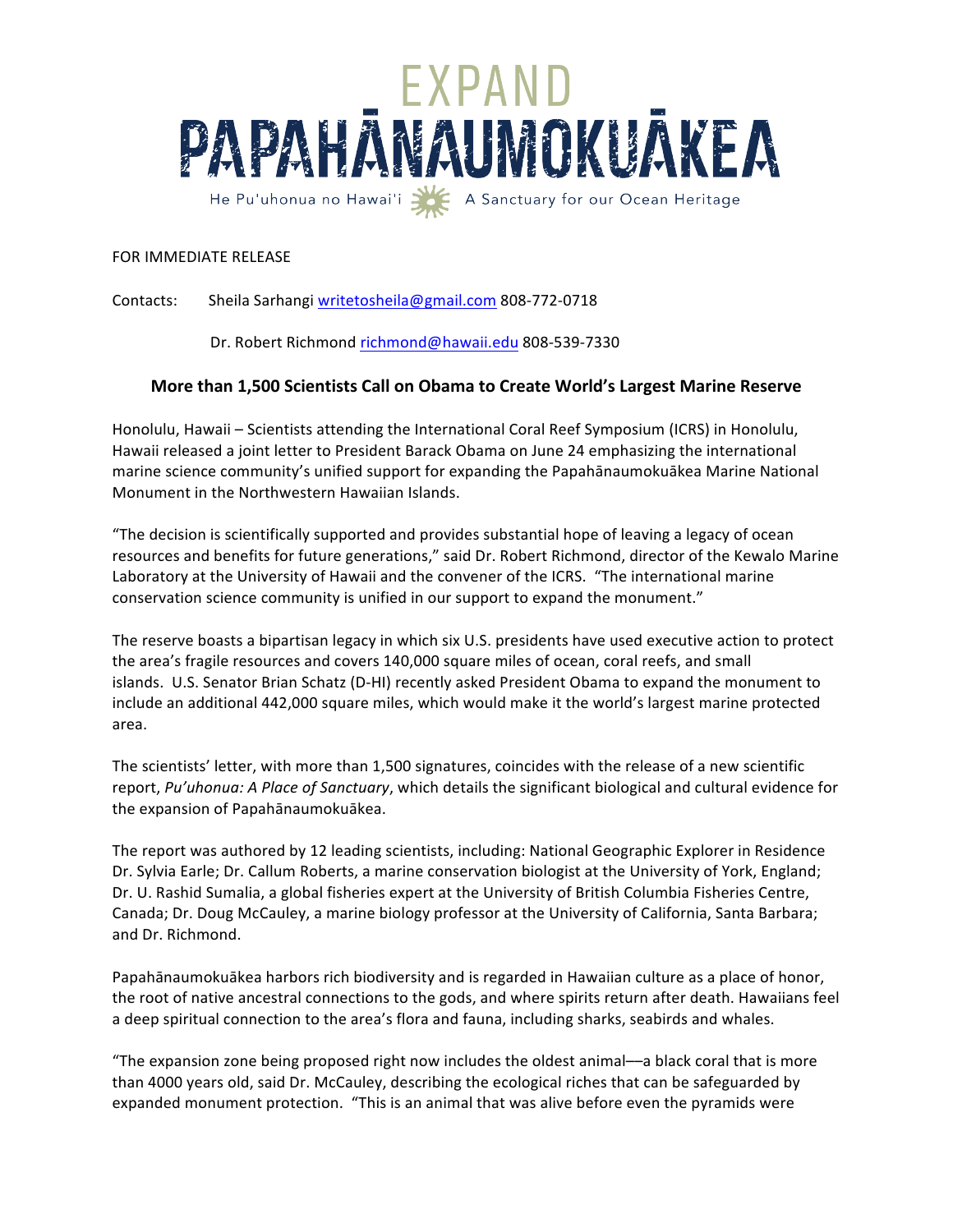# EXPAND PAPAHĀNAUMOKUĀKEA

He Pu'uhonua no Hawai'i — A Sanctuary for our Ocean Heritage

FOR IMMEDIATE RELEASE

Contacts: Sheila Sarhangi writetosheila@gmail.com 808-772-0718

Dr. Robert Richmond richmond@hawaii.edu 808-539-7330

## More than 1,500 Scientists Call on Obama to Create World's Largest Marine Reserve

Honolulu, Hawaii – Scientists attending the International Coral Reef Symposium (ICRS) in Honolulu, Hawaii released a joint letter to President Barack Obama on June 24 emphasizing the international marine science community's unified support for expanding the Papahānaumokuākea Marine National Monument in the Northwestern Hawaiian Islands.

"The decision is scientifically supported and provides substantial hope of leaving a legacy of ocean resources and benefits for future generations," said Dr. Robert Richmond, director of the Kewalo Marine Laboratory at the University of Hawaii and the convener of the ICRS. "The international marine conservation science community is unified in our support to expand the monument."

The reserve boasts a bipartisan legacy in which six U.S. presidents have used executive action to protect the area's fragile resources and covers 140,000 square miles of ocean, coral reefs, and small islands. U.S. Senator Brian Schatz (D-HI) recently asked President Obama to expand the monument to include an additional 442,000 square miles, which would make it the world's largest marine protected area.

The scientists' letter, with more than 1,500 signatures, coincides with the release of a new scientific report, *Pu'uhonua: A Place of Sanctuary*, which details the significant biological and cultural evidence for the expansion of Papahānaumokuākea.

The report was authored by 12 leading scientists, including: National Geographic Explorer in Residence Dr. Sylvia Earle; Dr. Callum Roberts, a marine conservation biologist at the University of York, England; Dr. U. Rashid Sumalia, a global fisheries expert at the University of British Columbia Fisheries Centre, Canada; Dr. Doug McCauley, a marine biology professor at the University of California, Santa Barbara; and Dr. Richmond.

Papahānaumokuākea harbors rich biodiversity and is regarded in Hawaiian culture as a place of honor, the root of native ancestral connections to the gods, and where spirits return after death. Hawaiians feel a deep spiritual connection to the area's flora and fauna, including sharks, seabirds and whales.

"The expansion zone being proposed right now includes the oldest animal—a black coral that is more than 4000 years old, said Dr. McCauley, describing the ecological riches that can be safeguarded by expanded monument protection. "This is an animal that was alive before even the pyramids were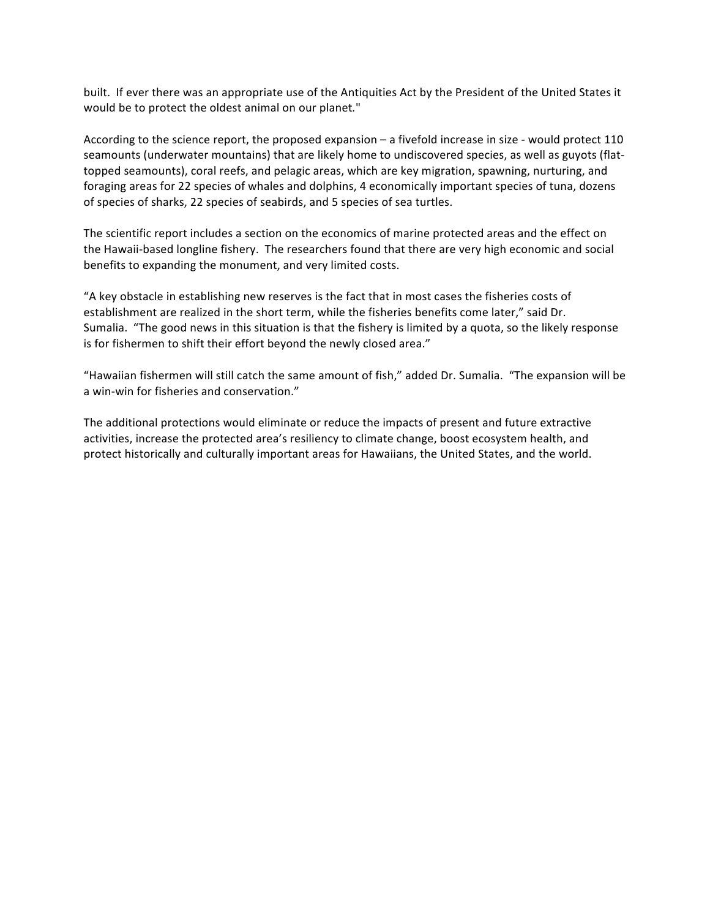built. If ever there was an appropriate use of the Antiquities Act by the President of the United States it would be to protect the oldest animal on our planet."

According to the science report, the proposed expansion – a fivefold increase in size - would protect 110 seamounts (underwater mountains) that are likely home to undiscovered species, as well as guyots (flat-topped seamounts), coral reefs, and pelagic areas, which are key migration, spawning, nurturing, and foraging areas for 22 species of whales and dolphins, 4 economically important species of tuna, dozens of species of sharks, 22 species of seabirds, and 5 species of sea turtles.

The scientific report includes a section on the economics of marine protected areas and the effect on the Hawaii-based longline fishery. The researchers found that there are very high economic and social benefits to expanding the monument, and very limited costs.

"A key obstacle in establishing new reserves is the fact that in most cases the fisheries costs of establishment are realized in the short term, while the fisheries benefits come later," said Dr. Sumalia. "The good news in this situation is that the fishery is limited by a quota, so the likely response is for fishermen to shift their effort beyond the newly closed area."

"Hawaiian fishermen will still catch the same amount of fish," added Dr. Sumalia. "The expansion will be a win-win for fisheries and conservation."

The additional protections would eliminate or reduce the impacts of present and future extractive activities, increase the protected area's resiliency to climate change, boost ecosystem health, and protect historically and culturally important areas for Hawaiians, the United States, and the world.